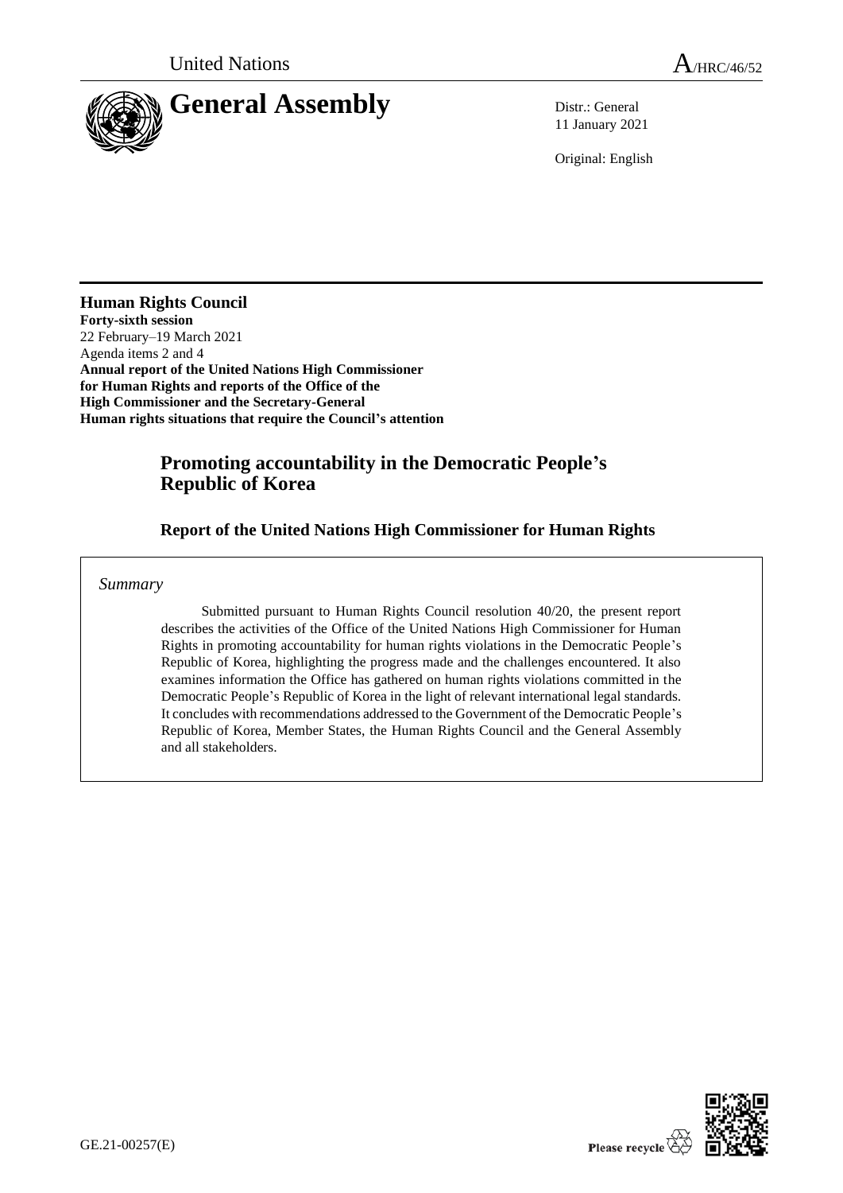United Nations

A/HRC/46/52

# General Assembly

Distr.: General
11 January 2021

Original: English

**Human Rights Council**
**Forty-sixth session**
22 February–19 March 2021
Agenda items 2 and 4
**Annual report of the United Nations High Commissioner for Human Rights and reports of the Office of the High Commissioner and the Secretary-General**
**Human rights situations that require the Council's attention**

## Promoting accountability in the Democratic People's Republic of Korea

### Report of the United Nations High Commissioner for Human Rights

*Summary*

Submitted pursuant to Human Rights Council resolution 40/20, the present report describes the activities of the Office of the United Nations High Commissioner for Human Rights in promoting accountability for human rights violations in the Democratic People's Republic of Korea, highlighting the progress made and the challenges encountered. It also examines information the Office has gathered on human rights violations committed in the Democratic People's Republic of Korea in the light of relevant international legal standards. It concludes with recommendations addressed to the Government of the Democratic People's Republic of Korea, Member States, the Human Rights Council and the General Assembly and all stakeholders.

GE.21-00257(E)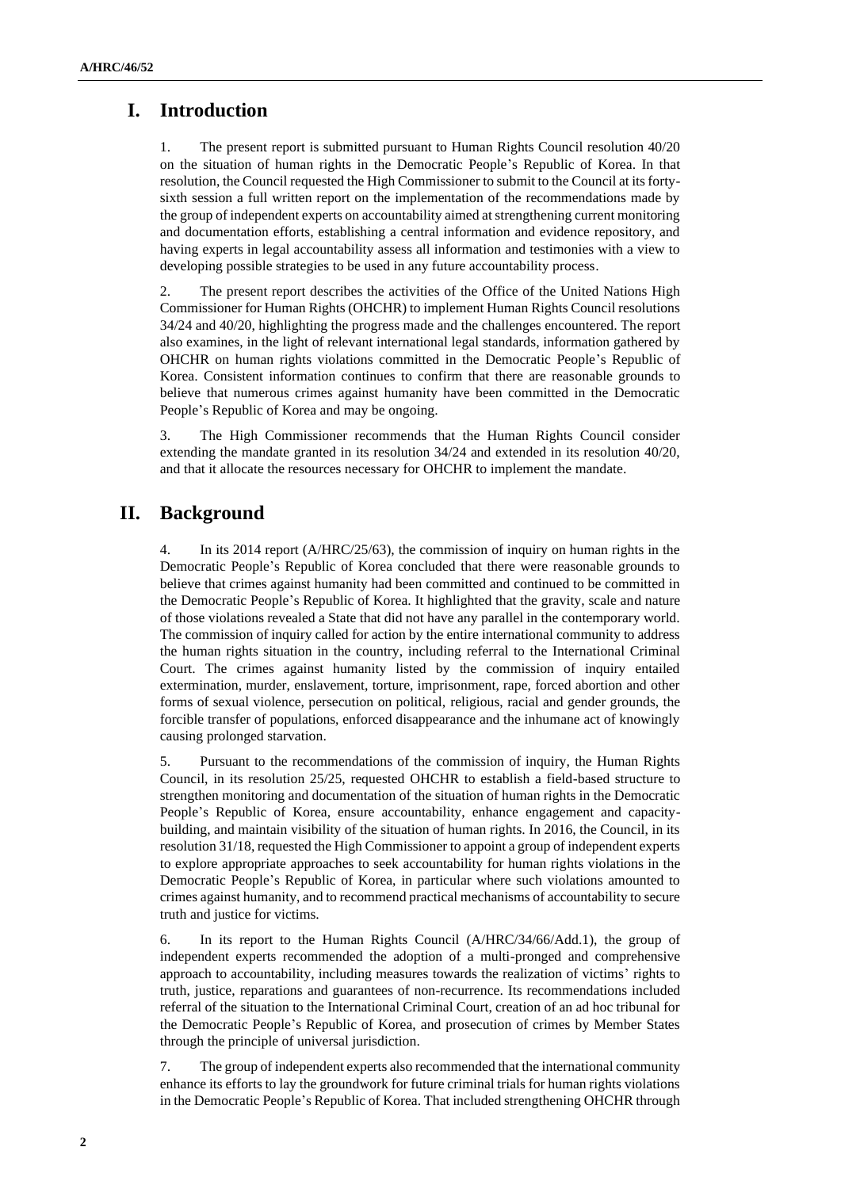## I. Introduction

1. The present report is submitted pursuant to Human Rights Council resolution 40/20 on the situation of human rights in the Democratic People's Republic of Korea. In that resolution, the Council requested the High Commissioner to submit to the Council at its forty-sixth session a full written report on the implementation of the recommendations made by the group of independent experts on accountability aimed at strengthening current monitoring and documentation efforts, establishing a central information and evidence repository, and having experts in legal accountability assess all information and testimonies with a view to developing possible strategies to be used in any future accountability process.

2. The present report describes the activities of the Office of the United Nations High Commissioner for Human Rights (OHCHR) to implement Human Rights Council resolutions 34/24 and 40/20, highlighting the progress made and the challenges encountered. The report also examines, in the light of relevant international legal standards, information gathered by OHCHR on human rights violations committed in the Democratic People's Republic of Korea. Consistent information continues to confirm that there are reasonable grounds to believe that numerous crimes against humanity have been committed in the Democratic People's Republic of Korea and may be ongoing.

3. The High Commissioner recommends that the Human Rights Council consider extending the mandate granted in its resolution 34/24 and extended in its resolution 40/20, and that it allocate the resources necessary for OHCHR to implement the mandate.

## II. Background

4. In its 2014 report (A/HRC/25/63), the commission of inquiry on human rights in the Democratic People's Republic of Korea concluded that there were reasonable grounds to believe that crimes against humanity had been committed and continued to be committed in the Democratic People's Republic of Korea. It highlighted that the gravity, scale and nature of those violations revealed a State that did not have any parallel in the contemporary world. The commission of inquiry called for action by the entire international community to address the human rights situation in the country, including referral to the International Criminal Court. The crimes against humanity listed by the commission of inquiry entailed extermination, murder, enslavement, torture, imprisonment, rape, forced abortion and other forms of sexual violence, persecution on political, religious, racial and gender grounds, the forcible transfer of populations, enforced disappearance and the inhumane act of knowingly causing prolonged starvation.

5. Pursuant to the recommendations of the commission of inquiry, the Human Rights Council, in its resolution 25/25, requested OHCHR to establish a field-based structure to strengthen monitoring and documentation of the situation of human rights in the Democratic People's Republic of Korea, ensure accountability, enhance engagement and capacity-building, and maintain visibility of the situation of human rights. In 2016, the Council, in its resolution 31/18, requested the High Commissioner to appoint a group of independent experts to explore appropriate approaches to seek accountability for human rights violations in the Democratic People's Republic of Korea, in particular where such violations amounted to crimes against humanity, and to recommend practical mechanisms of accountability to secure truth and justice for victims.

6. In its report to the Human Rights Council (A/HRC/34/66/Add.1), the group of independent experts recommended the adoption of a multi-pronged and comprehensive approach to accountability, including measures towards the realization of victims' rights to truth, justice, reparations and guarantees of non-recurrence. Its recommendations included referral of the situation to the International Criminal Court, creation of an ad hoc tribunal for the Democratic People's Republic of Korea, and prosecution of crimes by Member States through the principle of universal jurisdiction.

7. The group of independent experts also recommended that the international community enhance its efforts to lay the groundwork for future criminal trials for human rights violations in the Democratic People's Republic of Korea. That included strengthening OHCHR through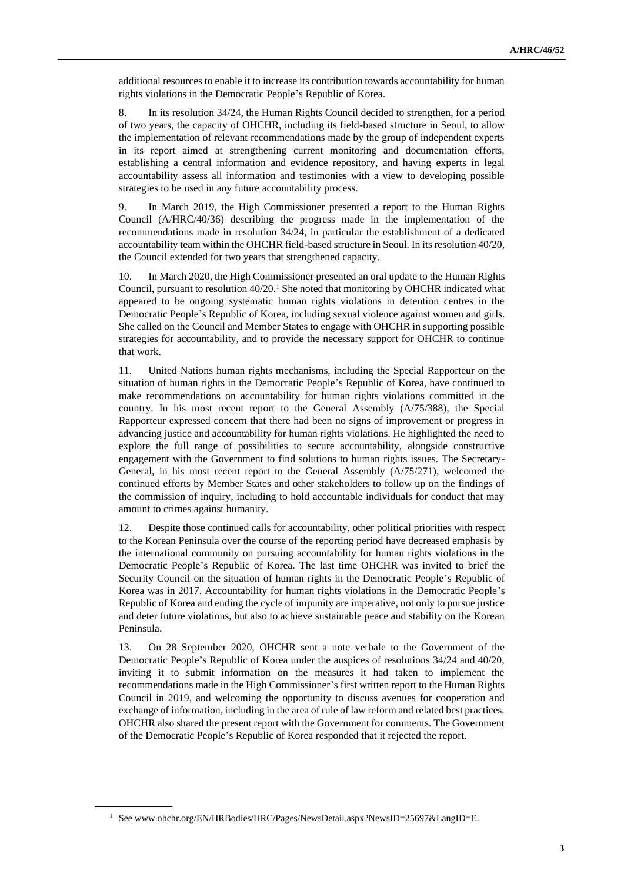additional resources to enable it to increase its contribution towards accountability for human rights violations in the Democratic People's Republic of Korea.

8. In its resolution 34/24, the Human Rights Council decided to strengthen, for a period of two years, the capacity of OHCHR, including its field-based structure in Seoul, to allow the implementation of relevant recommendations made by the group of independent experts in its report aimed at strengthening current monitoring and documentation efforts, establishing a central information and evidence repository, and having experts in legal accountability assess all information and testimonies with a view to developing possible strategies to be used in any future accountability process.

9. In March 2019, the High Commissioner presented a report to the Human Rights Council (A/HRC/40/36) describing the progress made in the implementation of the recommendations made in resolution 34/24, in particular the establishment of a dedicated accountability team within the OHCHR field-based structure in Seoul. In its resolution 40/20, the Council extended for two years that strengthened capacity.

10. In March 2020, the High Commissioner presented an oral update to the Human Rights Council, pursuant to resolution 40/20.[1] She noted that monitoring by OHCHR indicated what appeared to be ongoing systematic human rights violations in detention centres in the Democratic People's Republic of Korea, including sexual violence against women and girls. She called on the Council and Member States to engage with OHCHR in supporting possible strategies for accountability, and to provide the necessary support for OHCHR to continue that work.

11. United Nations human rights mechanisms, including the Special Rapporteur on the situation of human rights in the Democratic People's Republic of Korea, have continued to make recommendations on accountability for human rights violations committed in the country. In his most recent report to the General Assembly (A/75/388), the Special Rapporteur expressed concern that there had been no signs of improvement or progress in advancing justice and accountability for human rights violations. He highlighted the need to explore the full range of possibilities to secure accountability, alongside constructive engagement with the Government to find solutions to human rights issues. The Secretary-General, in his most recent report to the General Assembly (A/75/271), welcomed the continued efforts by Member States and other stakeholders to follow up on the findings of the commission of inquiry, including to hold accountable individuals for conduct that may amount to crimes against humanity.

12. Despite those continued calls for accountability, other political priorities with respect to the Korean Peninsula over the course of the reporting period have decreased emphasis by the international community on pursuing accountability for human rights violations in the Democratic People's Republic of Korea. The last time OHCHR was invited to brief the Security Council on the situation of human rights in the Democratic People's Republic of Korea was in 2017. Accountability for human rights violations in the Democratic People's Republic of Korea and ending the cycle of impunity are imperative, not only to pursue justice and deter future violations, but also to achieve sustainable peace and stability on the Korean Peninsula.

13. On 28 September 2020, OHCHR sent a note verbale to the Government of the Democratic People's Republic of Korea under the auspices of resolutions 34/24 and 40/20, inviting it to submit information on the measures it had taken to implement the recommendations made in the High Commissioner's first written report to the Human Rights Council in 2019, and welcoming the opportunity to discuss avenues for cooperation and exchange of information, including in the area of rule of law reform and related best practices. OHCHR also shared the present report with the Government for comments. The Government of the Democratic People's Republic of Korea responded that it rejected the report.

[1] See www.ohchr.org/EN/HRBodies/HRC/Pages/NewsDetail.aspx?NewsID=25697&LangID=E.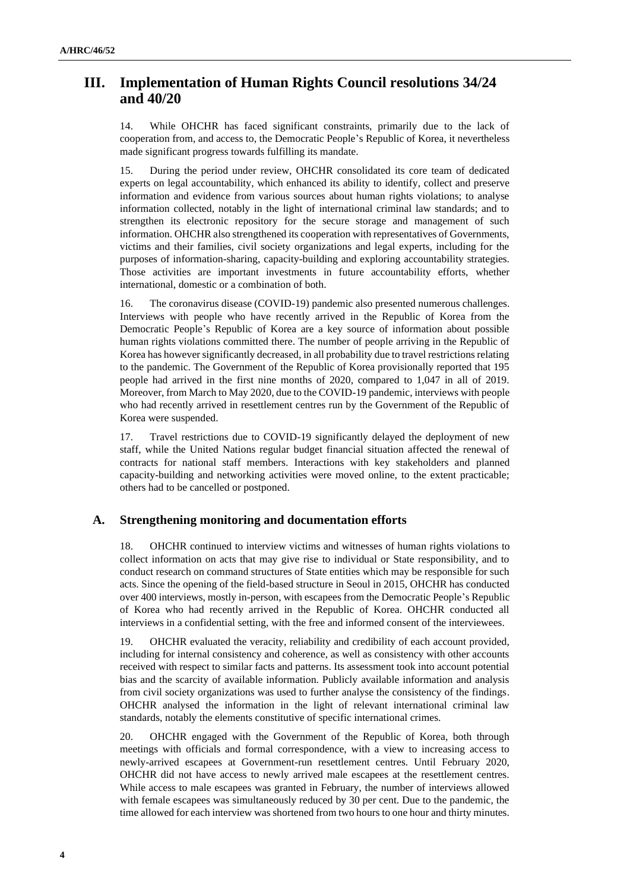## III. Implementation of Human Rights Council resolutions 34/24 and 40/20

14. While OHCHR has faced significant constraints, primarily due to the lack of cooperation from, and access to, the Democratic People's Republic of Korea, it nevertheless made significant progress towards fulfilling its mandate.

15. During the period under review, OHCHR consolidated its core team of dedicated experts on legal accountability, which enhanced its ability to identify, collect and preserve information and evidence from various sources about human rights violations; to analyse information collected, notably in the light of international criminal law standards; and to strengthen its electronic repository for the secure storage and management of such information. OHCHR also strengthened its cooperation with representatives of Governments, victims and their families, civil society organizations and legal experts, including for the purposes of information-sharing, capacity-building and exploring accountability strategies. Those activities are important investments in future accountability efforts, whether international, domestic or a combination of both.

16. The coronavirus disease (COVID-19) pandemic also presented numerous challenges. Interviews with people who have recently arrived in the Republic of Korea from the Democratic People's Republic of Korea are a key source of information about possible human rights violations committed there. The number of people arriving in the Republic of Korea has however significantly decreased, in all probability due to travel restrictions relating to the pandemic. The Government of the Republic of Korea provisionally reported that 195 people had arrived in the first nine months of 2020, compared to 1,047 in all of 2019. Moreover, from March to May 2020, due to the COVID-19 pandemic, interviews with people who had recently arrived in resettlement centres run by the Government of the Republic of Korea were suspended.

17. Travel restrictions due to COVID-19 significantly delayed the deployment of new staff, while the United Nations regular budget financial situation affected the renewal of contracts for national staff members. Interactions with key stakeholders and planned capacity-building and networking activities were moved online, to the extent practicable; others had to be cancelled or postponed.

### A. Strengthening monitoring and documentation efforts

18. OHCHR continued to interview victims and witnesses of human rights violations to collect information on acts that may give rise to individual or State responsibility, and to conduct research on command structures of State entities which may be responsible for such acts. Since the opening of the field-based structure in Seoul in 2015, OHCHR has conducted over 400 interviews, mostly in-person, with escapees from the Democratic People's Republic of Korea who had recently arrived in the Republic of Korea. OHCHR conducted all interviews in a confidential setting, with the free and informed consent of the interviewees.

19. OHCHR evaluated the veracity, reliability and credibility of each account provided, including for internal consistency and coherence, as well as consistency with other accounts received with respect to similar facts and patterns. Its assessment took into account potential bias and the scarcity of available information. Publicly available information and analysis from civil society organizations was used to further analyse the consistency of the findings. OHCHR analysed the information in the light of relevant international criminal law standards, notably the elements constitutive of specific international crimes.

20. OHCHR engaged with the Government of the Republic of Korea, both through meetings with officials and formal correspondence, with a view to increasing access to newly-arrived escapees at Government-run resettlement centres. Until February 2020, OHCHR did not have access to newly arrived male escapees at the resettlement centres. While access to male escapees was granted in February, the number of interviews allowed with female escapees was simultaneously reduced by 30 per cent. Due to the pandemic, the time allowed for each interview was shortened from two hours to one hour and thirty minutes.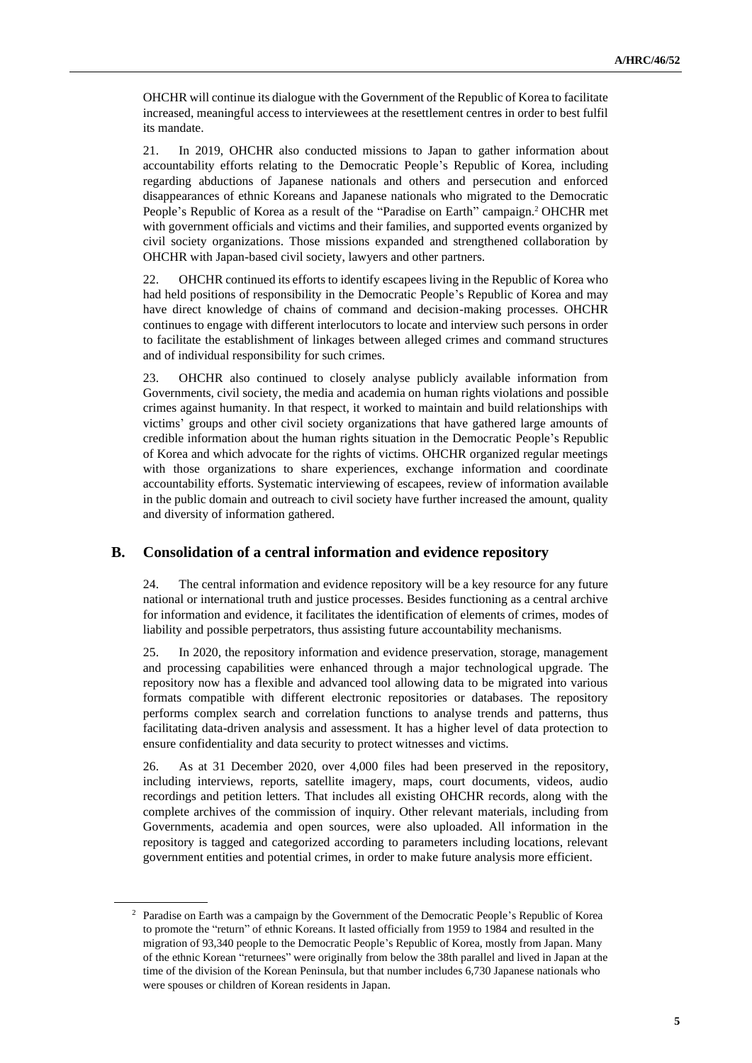OHCHR will continue its dialogue with the Government of the Republic of Korea to facilitate increased, meaningful access to interviewees at the resettlement centres in order to best fulfil its mandate.

21. In 2019, OHCHR also conducted missions to Japan to gather information about accountability efforts relating to the Democratic People's Republic of Korea, including regarding abductions of Japanese nationals and others and persecution and enforced disappearances of ethnic Koreans and Japanese nationals who migrated to the Democratic People's Republic of Korea as a result of the "Paradise on Earth" campaign.[2] OHCHR met with government officials and victims and their families, and supported events organized by civil society organizations. Those missions expanded and strengthened collaboration by OHCHR with Japan-based civil society, lawyers and other partners.

22. OHCHR continued its efforts to identify escapees living in the Republic of Korea who had held positions of responsibility in the Democratic People's Republic of Korea and may have direct knowledge of chains of command and decision-making processes. OHCHR continues to engage with different interlocutors to locate and interview such persons in order to facilitate the establishment of linkages between alleged crimes and command structures and of individual responsibility for such crimes.

23. OHCHR also continued to closely analyse publicly available information from Governments, civil society, the media and academia on human rights violations and possible crimes against humanity. In that respect, it worked to maintain and build relationships with victims' groups and other civil society organizations that have gathered large amounts of credible information about the human rights situation in the Democratic People's Republic of Korea and which advocate for the rights of victims. OHCHR organized regular meetings with those organizations to share experiences, exchange information and coordinate accountability efforts. Systematic interviewing of escapees, review of information available in the public domain and outreach to civil society have further increased the amount, quality and diversity of information gathered.

## B. Consolidation of a central information and evidence repository

24. The central information and evidence repository will be a key resource for any future national or international truth and justice processes. Besides functioning as a central archive for information and evidence, it facilitates the identification of elements of crimes, modes of liability and possible perpetrators, thus assisting future accountability mechanisms.

25. In 2020, the repository information and evidence preservation, storage, management and processing capabilities were enhanced through a major technological upgrade. The repository now has a flexible and advanced tool allowing data to be migrated into various formats compatible with different electronic repositories or databases. The repository performs complex search and correlation functions to analyse trends and patterns, thus facilitating data-driven analysis and assessment. It has a higher level of data protection to ensure confidentiality and data security to protect witnesses and victims.

26. As at 31 December 2020, over 4,000 files had been preserved in the repository, including interviews, reports, satellite imagery, maps, court documents, videos, audio recordings and petition letters. That includes all existing OHCHR records, along with the complete archives of the commission of inquiry. Other relevant materials, including from Governments, academia and open sources, were also uploaded. All information in the repository is tagged and categorized according to parameters including locations, relevant government entities and potential crimes, in order to make future analysis more efficient.

---

[2] Paradise on Earth was a campaign by the Government of the Democratic People's Republic of Korea to promote the "return" of ethnic Koreans. It lasted officially from 1959 to 1984 and resulted in the migration of 93,340 people to the Democratic People's Republic of Korea, mostly from Japan. Many of the ethnic Korean "returnees" were originally from below the 38th parallel and lived in Japan at the time of the division of the Korean Peninsula, but that number includes 6,730 Japanese nationals who were spouses or children of Korean residents in Japan.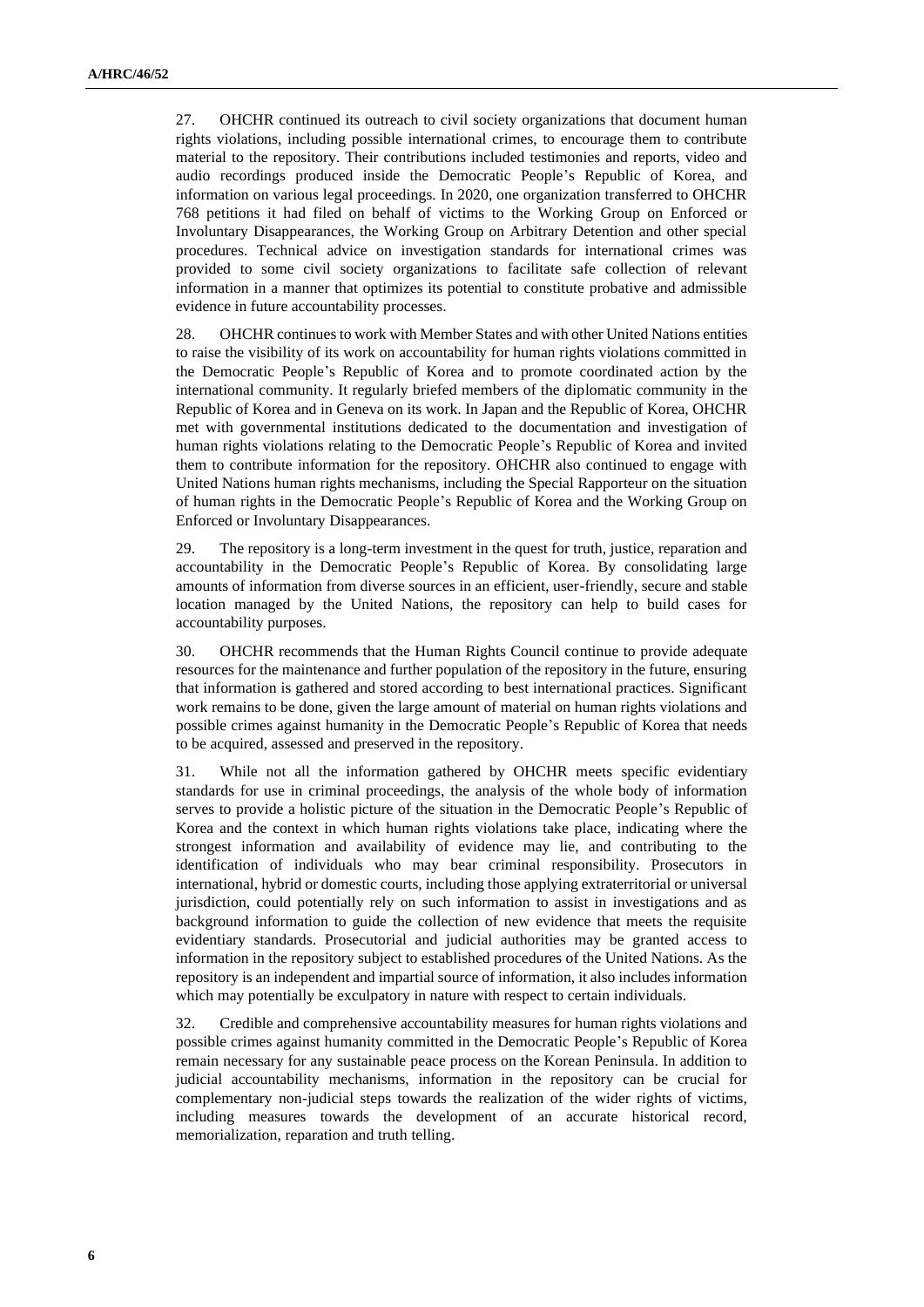27. OHCHR continued its outreach to civil society organizations that document human rights violations, including possible international crimes, to encourage them to contribute material to the repository. Their contributions included testimonies and reports, video and audio recordings produced inside the Democratic People's Republic of Korea, and information on various legal proceedings. In 2020, one organization transferred to OHCHR 768 petitions it had filed on behalf of victims to the Working Group on Enforced or Involuntary Disappearances, the Working Group on Arbitrary Detention and other special procedures. Technical advice on investigation standards for international crimes was provided to some civil society organizations to facilitate safe collection of relevant information in a manner that optimizes its potential to constitute probative and admissible evidence in future accountability processes.

28. OHCHR continues to work with Member States and with other United Nations entities to raise the visibility of its work on accountability for human rights violations committed in the Democratic People's Republic of Korea and to promote coordinated action by the international community. It regularly briefed members of the diplomatic community in the Republic of Korea and in Geneva on its work. In Japan and the Republic of Korea, OHCHR met with governmental institutions dedicated to the documentation and investigation of human rights violations relating to the Democratic People's Republic of Korea and invited them to contribute information for the repository. OHCHR also continued to engage with United Nations human rights mechanisms, including the Special Rapporteur on the situation of human rights in the Democratic People's Republic of Korea and the Working Group on Enforced or Involuntary Disappearances.

29. The repository is a long-term investment in the quest for truth, justice, reparation and accountability in the Democratic People's Republic of Korea. By consolidating large amounts of information from diverse sources in an efficient, user-friendly, secure and stable location managed by the United Nations, the repository can help to build cases for accountability purposes.

30. OHCHR recommends that the Human Rights Council continue to provide adequate resources for the maintenance and further population of the repository in the future, ensuring that information is gathered and stored according to best international practices. Significant work remains to be done, given the large amount of material on human rights violations and possible crimes against humanity in the Democratic People's Republic of Korea that needs to be acquired, assessed and preserved in the repository.

31. While not all the information gathered by OHCHR meets specific evidentiary standards for use in criminal proceedings, the analysis of the whole body of information serves to provide a holistic picture of the situation in the Democratic People's Republic of Korea and the context in which human rights violations take place, indicating where the strongest information and availability of evidence may lie, and contributing to the identification of individuals who may bear criminal responsibility. Prosecutors in international, hybrid or domestic courts, including those applying extraterritorial or universal jurisdiction, could potentially rely on such information to assist in investigations and as background information to guide the collection of new evidence that meets the requisite evidentiary standards. Prosecutorial and judicial authorities may be granted access to information in the repository subject to established procedures of the United Nations. As the repository is an independent and impartial source of information, it also includes information which may potentially be exculpatory in nature with respect to certain individuals.

32. Credible and comprehensive accountability measures for human rights violations and possible crimes against humanity committed in the Democratic People's Republic of Korea remain necessary for any sustainable peace process on the Korean Peninsula. In addition to judicial accountability mechanisms, information in the repository can be crucial for complementary non-judicial steps towards the realization of the wider rights of victims, including measures towards the development of an accurate historical record, memorialization, reparation and truth telling.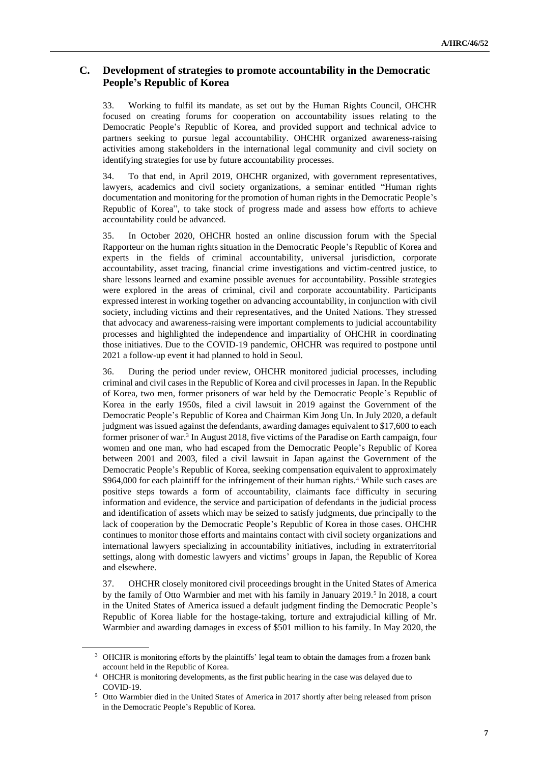## C. Development of strategies to promote accountability in the Democratic People's Republic of Korea

33. Working to fulfil its mandate, as set out by the Human Rights Council, OHCHR focused on creating forums for cooperation on accountability issues relating to the Democratic People's Republic of Korea, and provided support and technical advice to partners seeking to pursue legal accountability. OHCHR organized awareness-raising activities among stakeholders in the international legal community and civil society on identifying strategies for use by future accountability processes.

34. To that end, in April 2019, OHCHR organized, with government representatives, lawyers, academics and civil society organizations, a seminar entitled "Human rights documentation and monitoring for the promotion of human rights in the Democratic People's Republic of Korea", to take stock of progress made and assess how efforts to achieve accountability could be advanced.

35. In October 2020, OHCHR hosted an online discussion forum with the Special Rapporteur on the human rights situation in the Democratic People's Republic of Korea and experts in the fields of criminal accountability, universal jurisdiction, corporate accountability, asset tracing, financial crime investigations and victim-centred justice, to share lessons learned and examine possible avenues for accountability. Possible strategies were explored in the areas of criminal, civil and corporate accountability. Participants expressed interest in working together on advancing accountability, in conjunction with civil society, including victims and their representatives, and the United Nations. They stressed that advocacy and awareness-raising were important complements to judicial accountability processes and highlighted the independence and impartiality of OHCHR in coordinating those initiatives. Due to the COVID-19 pandemic, OHCHR was required to postpone until 2021 a follow-up event it had planned to hold in Seoul.

36. During the period under review, OHCHR monitored judicial processes, including criminal and civil cases in the Republic of Korea and civil processes in Japan. In the Republic of Korea, two men, former prisoners of war held by the Democratic People's Republic of Korea in the early 1950s, filed a civil lawsuit in 2019 against the Government of the Democratic People's Republic of Korea and Chairman Kim Jong Un. In July 2020, a default judgment was issued against the defendants, awarding damages equivalent to $17,600 to each former prisoner of war.[3] In August 2018, five victims of the Paradise on Earth campaign, four women and one man, who had escaped from the Democratic People's Republic of Korea between 2001 and 2003, filed a civil lawsuit in Japan against the Government of the Democratic People's Republic of Korea, seeking compensation equivalent to approximately $964,000 for each plaintiff for the infringement of their human rights.[4] While such cases are positive steps towards a form of accountability, claimants face difficulty in securing information and evidence, the service and participation of defendants in the judicial process and identification of assets which may be seized to satisfy judgments, due principally to the lack of cooperation by the Democratic People's Republic of Korea in those cases. OHCHR continues to monitor those efforts and maintains contact with civil society organizations and international lawyers specializing in accountability initiatives, including in extraterritorial settings, along with domestic lawyers and victims' groups in Japan, the Republic of Korea and elsewhere.

37. OHCHR closely monitored civil proceedings brought in the United States of America by the family of Otto Warmbier and met with his family in January 2019.[5] In 2018, a court in the United States of America issued a default judgment finding the Democratic People's Republic of Korea liable for the hostage-taking, torture and extrajudicial killing of Mr. Warmbier and awarding damages in excess of $501 million to his family. In May 2020, the

---

[3] OHCHR is monitoring efforts by the plaintiffs' legal team to obtain the damages from a frozen bank account held in the Republic of Korea.

[4] OHCHR is monitoring developments, as the first public hearing in the case was delayed due to COVID-19.

[5] Otto Warmbier died in the United States of America in 2017 shortly after being released from prison in the Democratic People's Republic of Korea.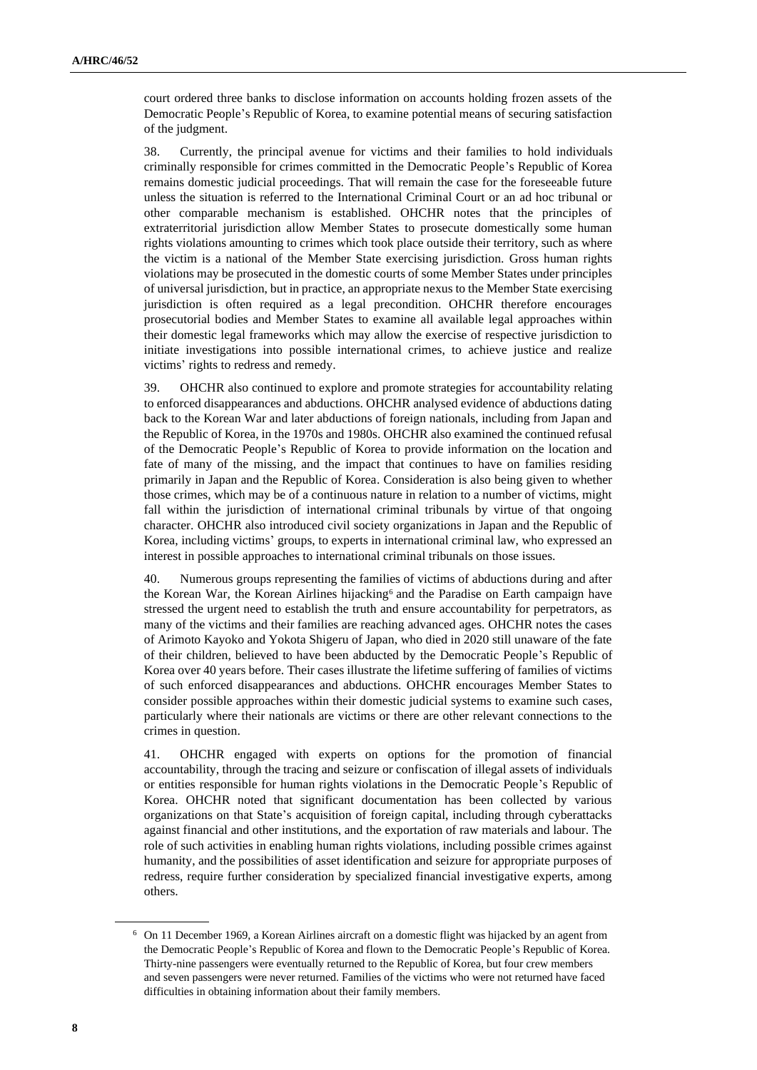court ordered three banks to disclose information on accounts holding frozen assets of the Democratic People's Republic of Korea, to examine potential means of securing satisfaction of the judgment.

38. Currently, the principal avenue for victims and their families to hold individuals criminally responsible for crimes committed in the Democratic People's Republic of Korea remains domestic judicial proceedings. That will remain the case for the foreseeable future unless the situation is referred to the International Criminal Court or an ad hoc tribunal or other comparable mechanism is established. OHCHR notes that the principles of extraterritorial jurisdiction allow Member States to prosecute domestically some human rights violations amounting to crimes which took place outside their territory, such as where the victim is a national of the Member State exercising jurisdiction. Gross human rights violations may be prosecuted in the domestic courts of some Member States under principles of universal jurisdiction, but in practice, an appropriate nexus to the Member State exercising jurisdiction is often required as a legal precondition. OHCHR therefore encourages prosecutorial bodies and Member States to examine all available legal approaches within their domestic legal frameworks which may allow the exercise of respective jurisdiction to initiate investigations into possible international crimes, to achieve justice and realize victims' rights to redress and remedy.

39. OHCHR also continued to explore and promote strategies for accountability relating to enforced disappearances and abductions. OHCHR analysed evidence of abductions dating back to the Korean War and later abductions of foreign nationals, including from Japan and the Republic of Korea, in the 1970s and 1980s. OHCHR also examined the continued refusal of the Democratic People's Republic of Korea to provide information on the location and fate of many of the missing, and the impact that continues to have on families residing primarily in Japan and the Republic of Korea. Consideration is also being given to whether those crimes, which may be of a continuous nature in relation to a number of victims, might fall within the jurisdiction of international criminal tribunals by virtue of that ongoing character. OHCHR also introduced civil society organizations in Japan and the Republic of Korea, including victims' groups, to experts in international criminal law, who expressed an interest in possible approaches to international criminal tribunals on those issues.

40. Numerous groups representing the families of victims of abductions during and after the Korean War, the Korean Airlines hijacking[6] and the Paradise on Earth campaign have stressed the urgent need to establish the truth and ensure accountability for perpetrators, as many of the victims and their families are reaching advanced ages. OHCHR notes the cases of Arimoto Kayoko and Yokota Shigeru of Japan, who died in 2020 still unaware of the fate of their children, believed to have been abducted by the Democratic People's Republic of Korea over 40 years before. Their cases illustrate the lifetime suffering of families of victims of such enforced disappearances and abductions. OHCHR encourages Member States to consider possible approaches within their domestic judicial systems to examine such cases, particularly where their nationals are victims or there are other relevant connections to the crimes in question.

41. OHCHR engaged with experts on options for the promotion of financial accountability, through the tracing and seizure or confiscation of illegal assets of individuals or entities responsible for human rights violations in the Democratic People's Republic of Korea. OHCHR noted that significant documentation has been collected by various organizations on that State's acquisition of foreign capital, including through cyberattacks against financial and other institutions, and the exportation of raw materials and labour. The role of such activities in enabling human rights violations, including possible crimes against humanity, and the possibilities of asset identification and seizure for appropriate purposes of redress, require further consideration by specialized financial investigative experts, among others.

[6] On 11 December 1969, a Korean Airlines aircraft on a domestic flight was hijacked by an agent from the Democratic People's Republic of Korea and flown to the Democratic People's Republic of Korea. Thirty-nine passengers were eventually returned to the Republic of Korea, but four crew members and seven passengers were never returned. Families of the victims who were not returned have faced difficulties in obtaining information about their family members.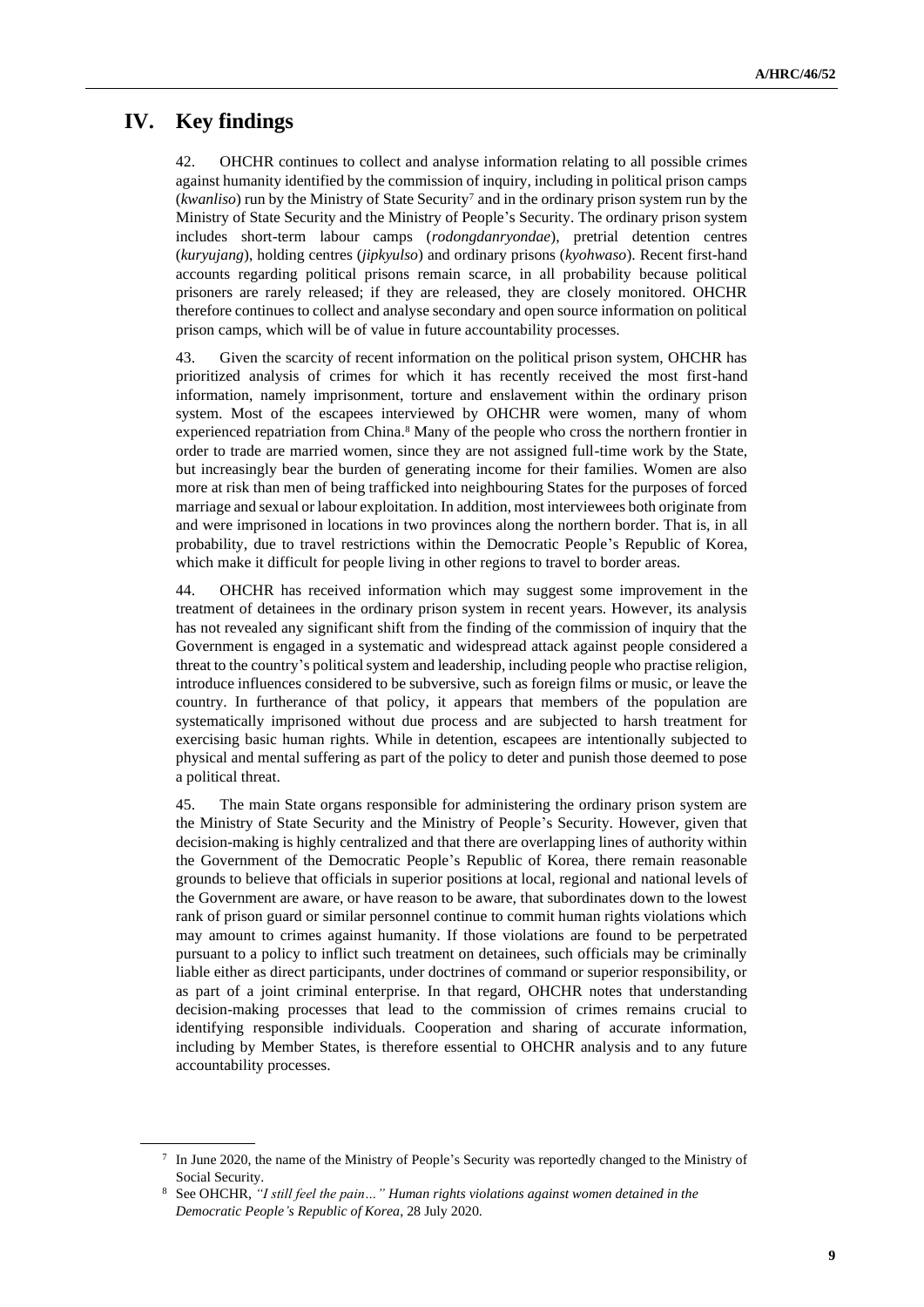# IV. Key findings

42. OHCHR continues to collect and analyse information relating to all possible crimes against humanity identified by the commission of inquiry, including in political prison camps (*kwanliso*) run by the Ministry of State Security[7] and in the ordinary prison system run by the Ministry of State Security and the Ministry of People's Security. The ordinary prison system includes short-term labour camps (*rodongdanryondae*), pretrial detention centres (*kuryujang*), holding centres (*jipkyulso*) and ordinary prisons (*kyohwaso*). Recent first-hand accounts regarding political prisons remain scarce, in all probability because political prisoners are rarely released; if they are released, they are closely monitored. OHCHR therefore continues to collect and analyse secondary and open source information on political prison camps, which will be of value in future accountability processes.

43. Given the scarcity of recent information on the political prison system, OHCHR has prioritized analysis of crimes for which it has recently received the most first-hand information, namely imprisonment, torture and enslavement within the ordinary prison system. Most of the escapees interviewed by OHCHR were women, many of whom experienced repatriation from China.[8] Many of the people who cross the northern frontier in order to trade are married women, since they are not assigned full-time work by the State, but increasingly bear the burden of generating income for their families. Women are also more at risk than men of being trafficked into neighbouring States for the purposes of forced marriage and sexual or labour exploitation. In addition, most interviewees both originate from and were imprisoned in locations in two provinces along the northern border. That is, in all probability, due to travel restrictions within the Democratic People's Republic of Korea, which make it difficult for people living in other regions to travel to border areas.

44. OHCHR has received information which may suggest some improvement in the treatment of detainees in the ordinary prison system in recent years. However, its analysis has not revealed any significant shift from the finding of the commission of inquiry that the Government is engaged in a systematic and widespread attack against people considered a threat to the country's political system and leadership, including people who practise religion, introduce influences considered to be subversive, such as foreign films or music, or leave the country. In furtherance of that policy, it appears that members of the population are systematically imprisoned without due process and are subjected to harsh treatment for exercising basic human rights. While in detention, escapees are intentionally subjected to physical and mental suffering as part of the policy to deter and punish those deemed to pose a political threat.

45. The main State organs responsible for administering the ordinary prison system are the Ministry of State Security and the Ministry of People's Security. However, given that decision-making is highly centralized and that there are overlapping lines of authority within the Government of the Democratic People's Republic of Korea, there remain reasonable grounds to believe that officials in superior positions at local, regional and national levels of the Government are aware, or have reason to be aware, that subordinates down to the lowest rank of prison guard or similar personnel continue to commit human rights violations which may amount to crimes against humanity. If those violations are found to be perpetrated pursuant to a policy to inflict such treatment on detainees, such officials may be criminally liable either as direct participants, under doctrines of command or superior responsibility, or as part of a joint criminal enterprise. In that regard, OHCHR notes that understanding decision-making processes that lead to the commission of crimes remains crucial to identifying responsible individuals. Cooperation and sharing of accurate information, including by Member States, is therefore essential to OHCHR analysis and to any future accountability processes.

---

[7] In June 2020, the name of the Ministry of People's Security was reportedly changed to the Ministry of Social Security.

[8] See OHCHR, *"I still feel the pain…" Human rights violations against women detained in the Democratic People's Republic of Korea*, 28 July 2020.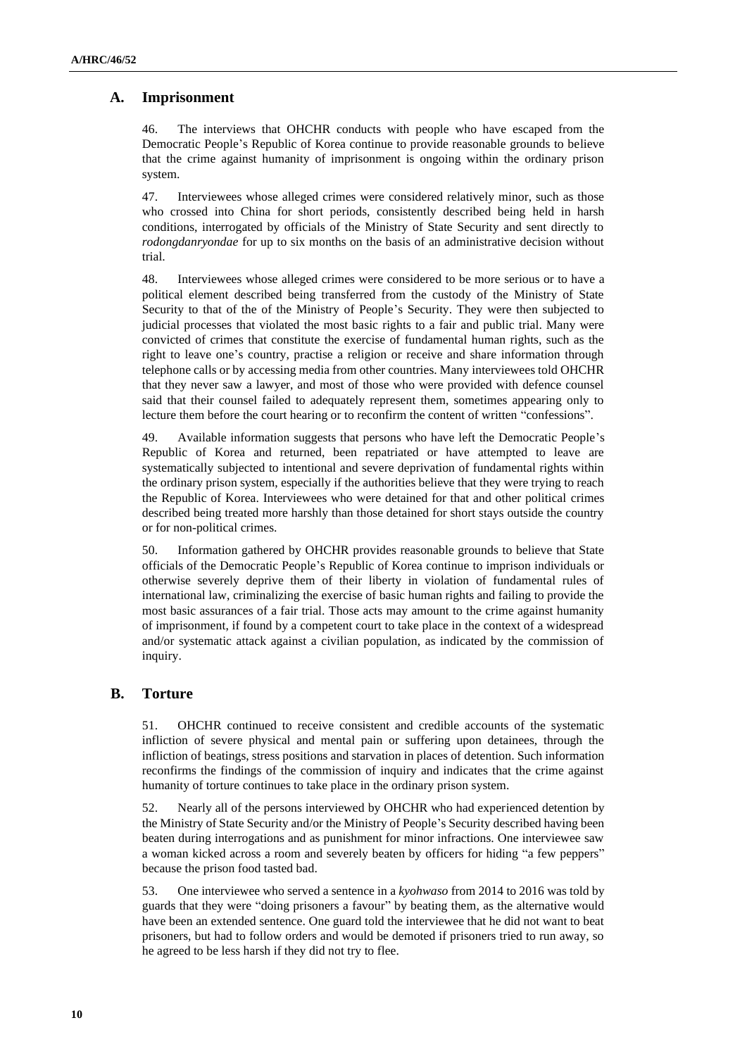## A. Imprisonment

46. The interviews that OHCHR conducts with people who have escaped from the Democratic People's Republic of Korea continue to provide reasonable grounds to believe that the crime against humanity of imprisonment is ongoing within the ordinary prison system.

47. Interviewees whose alleged crimes were considered relatively minor, such as those who crossed into China for short periods, consistently described being held in harsh conditions, interrogated by officials of the Ministry of State Security and sent directly to *rodongdanryondae* for up to six months on the basis of an administrative decision without trial.

48. Interviewees whose alleged crimes were considered to be more serious or to have a political element described being transferred from the custody of the Ministry of State Security to that of the of the Ministry of People's Security. They were then subjected to judicial processes that violated the most basic rights to a fair and public trial. Many were convicted of crimes that constitute the exercise of fundamental human rights, such as the right to leave one's country, practise a religion or receive and share information through telephone calls or by accessing media from other countries. Many interviewees told OHCHR that they never saw a lawyer, and most of those who were provided with defence counsel said that their counsel failed to adequately represent them, sometimes appearing only to lecture them before the court hearing or to reconfirm the content of written "confessions".

49. Available information suggests that persons who have left the Democratic People's Republic of Korea and returned, been repatriated or have attempted to leave are systematically subjected to intentional and severe deprivation of fundamental rights within the ordinary prison system, especially if the authorities believe that they were trying to reach the Republic of Korea. Interviewees who were detained for that and other political crimes described being treated more harshly than those detained for short stays outside the country or for non-political crimes.

50. Information gathered by OHCHR provides reasonable grounds to believe that State officials of the Democratic People's Republic of Korea continue to imprison individuals or otherwise severely deprive them of their liberty in violation of fundamental rules of international law, criminalizing the exercise of basic human rights and failing to provide the most basic assurances of a fair trial. Those acts may amount to the crime against humanity of imprisonment, if found by a competent court to take place in the context of a widespread and/or systematic attack against a civilian population, as indicated by the commission of inquiry.

## B. Torture

51. OHCHR continued to receive consistent and credible accounts of the systematic infliction of severe physical and mental pain or suffering upon detainees, through the infliction of beatings, stress positions and starvation in places of detention. Such information reconfirms the findings of the commission of inquiry and indicates that the crime against humanity of torture continues to take place in the ordinary prison system.

52. Nearly all of the persons interviewed by OHCHR who had experienced detention by the Ministry of State Security and/or the Ministry of People's Security described having been beaten during interrogations and as punishment for minor infractions. One interviewee saw a woman kicked across a room and severely beaten by officers for hiding "a few peppers" because the prison food tasted bad.

53. One interviewee who served a sentence in a *kyohwaso* from 2014 to 2016 was told by guards that they were "doing prisoners a favour" by beating them, as the alternative would have been an extended sentence. One guard told the interviewee that he did not want to beat prisoners, but had to follow orders and would be demoted if prisoners tried to run away, so he agreed to be less harsh if they did not try to flee.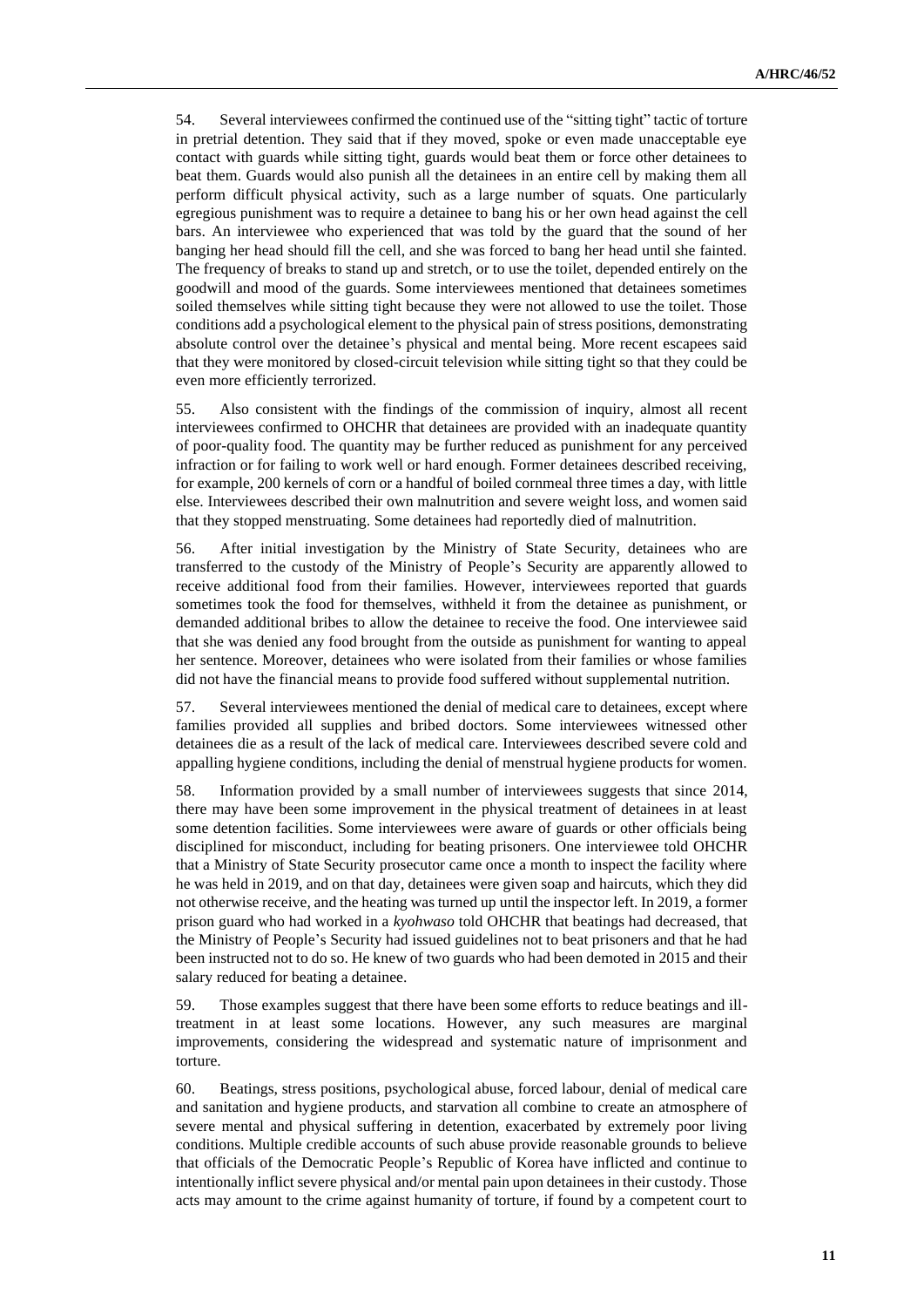54. Several interviewees confirmed the continued use of the "sitting tight" tactic of torture in pretrial detention. They said that if they moved, spoke or even made unacceptable eye contact with guards while sitting tight, guards would beat them or force other detainees to beat them. Guards would also punish all the detainees in an entire cell by making them all perform difficult physical activity, such as a large number of squats. One particularly egregious punishment was to require a detainee to bang his or her own head against the cell bars. An interviewee who experienced that was told by the guard that the sound of her banging her head should fill the cell, and she was forced to bang her head until she fainted. The frequency of breaks to stand up and stretch, or to use the toilet, depended entirely on the goodwill and mood of the guards. Some interviewees mentioned that detainees sometimes soiled themselves while sitting tight because they were not allowed to use the toilet. Those conditions add a psychological element to the physical pain of stress positions, demonstrating absolute control over the detainee's physical and mental being. More recent escapees said that they were monitored by closed-circuit television while sitting tight so that they could be even more efficiently terrorized.

55. Also consistent with the findings of the commission of inquiry, almost all recent interviewees confirmed to OHCHR that detainees are provided with an inadequate quantity of poor-quality food. The quantity may be further reduced as punishment for any perceived infraction or for failing to work well or hard enough. Former detainees described receiving, for example, 200 kernels of corn or a handful of boiled cornmeal three times a day, with little else. Interviewees described their own malnutrition and severe weight loss, and women said that they stopped menstruating. Some detainees had reportedly died of malnutrition.

56. After initial investigation by the Ministry of State Security, detainees who are transferred to the custody of the Ministry of People's Security are apparently allowed to receive additional food from their families. However, interviewees reported that guards sometimes took the food for themselves, withheld it from the detainee as punishment, or demanded additional bribes to allow the detainee to receive the food. One interviewee said that she was denied any food brought from the outside as punishment for wanting to appeal her sentence. Moreover, detainees who were isolated from their families or whose families did not have the financial means to provide food suffered without supplemental nutrition.

57. Several interviewees mentioned the denial of medical care to detainees, except where families provided all supplies and bribed doctors. Some interviewees witnessed other detainees die as a result of the lack of medical care. Interviewees described severe cold and appalling hygiene conditions, including the denial of menstrual hygiene products for women.

58. Information provided by a small number of interviewees suggests that since 2014, there may have been some improvement in the physical treatment of detainees in at least some detention facilities. Some interviewees were aware of guards or other officials being disciplined for misconduct, including for beating prisoners. One interviewee told OHCHR that a Ministry of State Security prosecutor came once a month to inspect the facility where he was held in 2019, and on that day, detainees were given soap and haircuts, which they did not otherwise receive, and the heating was turned up until the inspector left. In 2019, a former prison guard who had worked in a *kyohwaso* told OHCHR that beatings had decreased, that the Ministry of People's Security had issued guidelines not to beat prisoners and that he had been instructed not to do so. He knew of two guards who had been demoted in 2015 and their salary reduced for beating a detainee.

59. Those examples suggest that there have been some efforts to reduce beatings and ill-treatment in at least some locations. However, any such measures are marginal improvements, considering the widespread and systematic nature of imprisonment and torture.

60. Beatings, stress positions, psychological abuse, forced labour, denial of medical care and sanitation and hygiene products, and starvation all combine to create an atmosphere of severe mental and physical suffering in detention, exacerbated by extremely poor living conditions. Multiple credible accounts of such abuse provide reasonable grounds to believe that officials of the Democratic People's Republic of Korea have inflicted and continue to intentionally inflict severe physical and/or mental pain upon detainees in their custody. Those acts may amount to the crime against humanity of torture, if found by a competent court to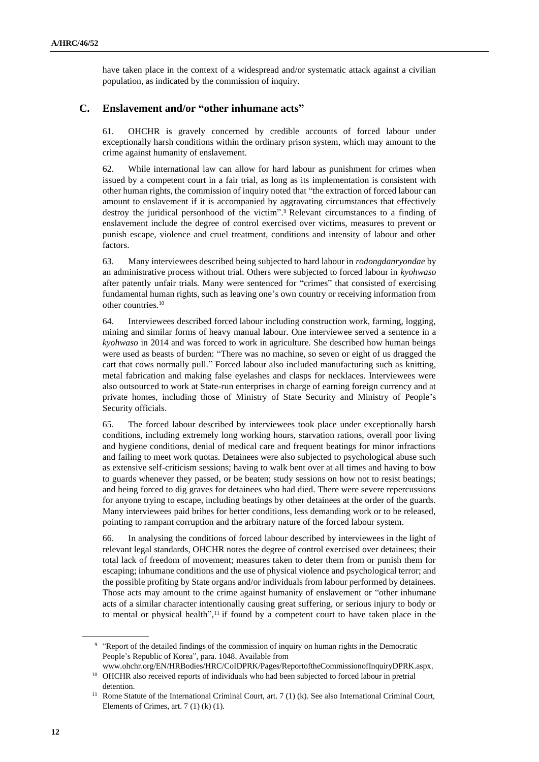have taken place in the context of a widespread and/or systematic attack against a civilian population, as indicated by the commission of inquiry.

## C. Enslavement and/or "other inhumane acts"

61. OHCHR is gravely concerned by credible accounts of forced labour under exceptionally harsh conditions within the ordinary prison system, which may amount to the crime against humanity of enslavement.

62. While international law can allow for hard labour as punishment for crimes when issued by a competent court in a fair trial, as long as its implementation is consistent with other human rights, the commission of inquiry noted that "the extraction of forced labour can amount to enslavement if it is accompanied by aggravating circumstances that effectively destroy the juridical personhood of the victim".[9] Relevant circumstances to a finding of enslavement include the degree of control exercised over victims, measures to prevent or punish escape, violence and cruel treatment, conditions and intensity of labour and other factors.

63. Many interviewees described being subjected to hard labour in *rodongdanryondae* by an administrative process without trial. Others were subjected to forced labour in *kyohwaso* after patently unfair trials. Many were sentenced for "crimes" that consisted of exercising fundamental human rights, such as leaving one's own country or receiving information from other countries.[10]

64. Interviewees described forced labour including construction work, farming, logging, mining and similar forms of heavy manual labour. One interviewee served a sentence in a *kyohwaso* in 2014 and was forced to work in agriculture. She described how human beings were used as beasts of burden: "There was no machine, so seven or eight of us dragged the cart that cows normally pull." Forced labour also included manufacturing such as knitting, metal fabrication and making false eyelashes and clasps for necklaces. Interviewees were also outsourced to work at State-run enterprises in charge of earning foreign currency and at private homes, including those of Ministry of State Security and Ministry of People's Security officials.

65. The forced labour described by interviewees took place under exceptionally harsh conditions, including extremely long working hours, starvation rations, overall poor living and hygiene conditions, denial of medical care and frequent beatings for minor infractions and failing to meet work quotas. Detainees were also subjected to psychological abuse such as extensive self-criticism sessions; having to walk bent over at all times and having to bow to guards whenever they passed, or be beaten; study sessions on how not to resist beatings; and being forced to dig graves for detainees who had died. There were severe repercussions for anyone trying to escape, including beatings by other detainees at the order of the guards. Many interviewees paid bribes for better conditions, less demanding work or to be released, pointing to rampant corruption and the arbitrary nature of the forced labour system.

66. In analysing the conditions of forced labour described by interviewees in the light of relevant legal standards, OHCHR notes the degree of control exercised over detainees; their total lack of freedom of movement; measures taken to deter them from or punish them for escaping; inhumane conditions and the use of physical violence and psychological terror; and the possible profiting by State organs and/or individuals from labour performed by detainees. Those acts may amount to the crime against humanity of enslavement or "other inhumane acts of a similar character intentionally causing great suffering, or serious injury to body or to mental or physical health",[11] if found by a competent court to have taken place in the

---

[9] "Report of the detailed findings of the commission of inquiry on human rights in the Democratic People's Republic of Korea", para. 1048. Available from www.ohchr.org/EN/HRBodies/HRC/CoIDPRK/Pages/ReportoftheCommissionofInquiryDPRK.aspx.

[10] OHCHR also received reports of individuals who had been subjected to forced labour in pretrial detention.

[11] Rome Statute of the International Criminal Court, art. 7 (1) (k). See also International Criminal Court, Elements of Crimes, art. 7 (1) (k) (1).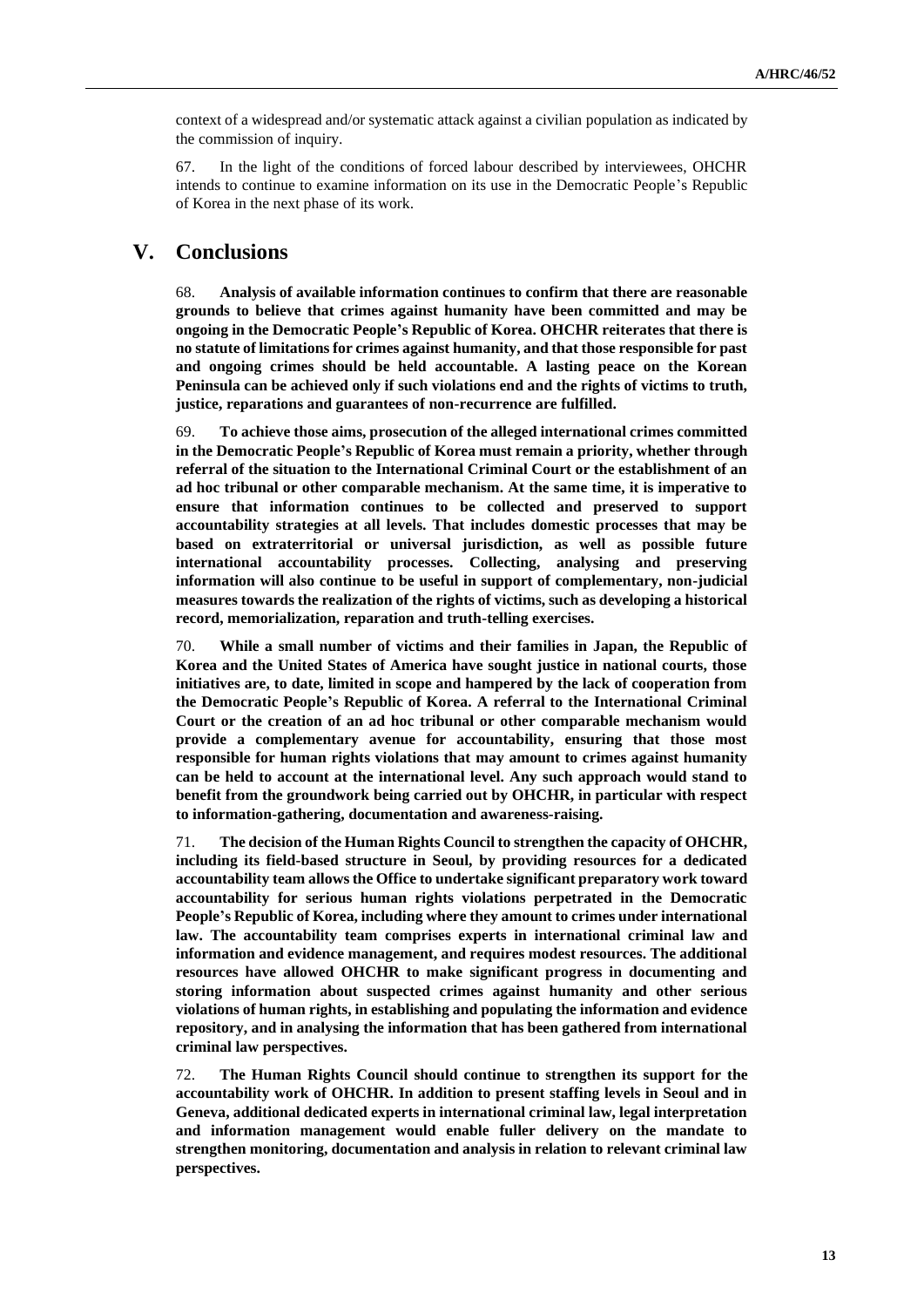context of a widespread and/or systematic attack against a civilian population as indicated by the commission of inquiry.

67. In the light of the conditions of forced labour described by interviewees, OHCHR intends to continue to examine information on its use in the Democratic People's Republic of Korea in the next phase of its work.

# V. Conclusions

68. **Analysis of available information continues to confirm that there are reasonable grounds to believe that crimes against humanity have been committed and may be ongoing in the Democratic People's Republic of Korea. OHCHR reiterates that there is no statute of limitations for crimes against humanity, and that those responsible for past and ongoing crimes should be held accountable. A lasting peace on the Korean Peninsula can be achieved only if such violations end and the rights of victims to truth, justice, reparations and guarantees of non-recurrence are fulfilled.**

69. **To achieve those aims, prosecution of the alleged international crimes committed in the Democratic People's Republic of Korea must remain a priority, whether through referral of the situation to the International Criminal Court or the establishment of an ad hoc tribunal or other comparable mechanism. At the same time, it is imperative to ensure that information continues to be collected and preserved to support accountability strategies at all levels. That includes domestic processes that may be based on extraterritorial or universal jurisdiction, as well as possible future international accountability processes. Collecting, analysing and preserving information will also continue to be useful in support of complementary, non-judicial measures towards the realization of the rights of victims, such as developing a historical record, memorialization, reparation and truth-telling exercises.**

70. **While a small number of victims and their families in Japan, the Republic of Korea and the United States of America have sought justice in national courts, those initiatives are, to date, limited in scope and hampered by the lack of cooperation from the Democratic People's Republic of Korea. A referral to the International Criminal Court or the creation of an ad hoc tribunal or other comparable mechanism would provide a complementary avenue for accountability, ensuring that those most responsible for human rights violations that may amount to crimes against humanity can be held to account at the international level. Any such approach would stand to benefit from the groundwork being carried out by OHCHR, in particular with respect to information-gathering, documentation and awareness-raising.**

71. **The decision of the Human Rights Council to strengthen the capacity of OHCHR, including its field-based structure in Seoul, by providing resources for a dedicated accountability team allows the Office to undertake significant preparatory work toward accountability for serious human rights violations perpetrated in the Democratic People's Republic of Korea, including where they amount to crimes under international law. The accountability team comprises experts in international criminal law and information and evidence management, and requires modest resources. The additional resources have allowed OHCHR to make significant progress in documenting and storing information about suspected crimes against humanity and other serious violations of human rights, in establishing and populating the information and evidence repository, and in analysing the information that has been gathered from international criminal law perspectives.**

72. **The Human Rights Council should continue to strengthen its support for the accountability work of OHCHR. In addition to present staffing levels in Seoul and in Geneva, additional dedicated experts in international criminal law, legal interpretation and information management would enable fuller delivery on the mandate to strengthen monitoring, documentation and analysis in relation to relevant criminal law perspectives.**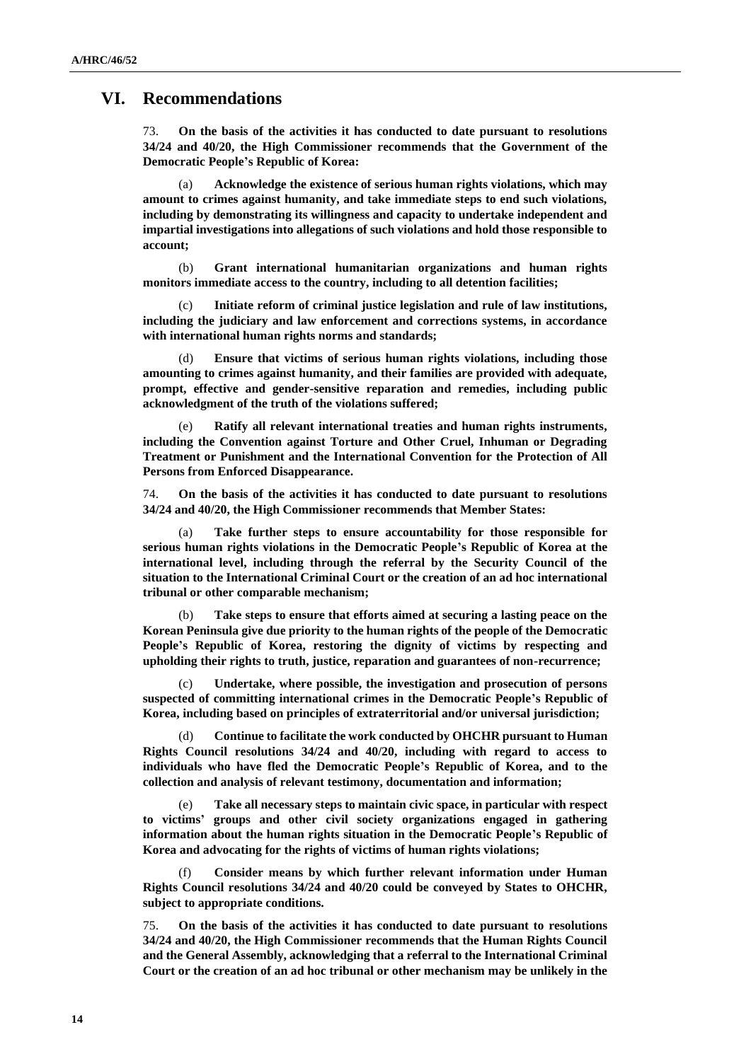# VI. Recommendations

73. **On the basis of the activities it has conducted to date pursuant to resolutions 34/24 and 40/20, the High Commissioner recommends that the Government of the Democratic People's Republic of Korea:**

(a) **Acknowledge the existence of serious human rights violations, which may amount to crimes against humanity, and take immediate steps to end such violations, including by demonstrating its willingness and capacity to undertake independent and impartial investigations into allegations of such violations and hold those responsible to account;**

(b) **Grant international humanitarian organizations and human rights monitors immediate access to the country, including to all detention facilities;**

(c) **Initiate reform of criminal justice legislation and rule of law institutions, including the judiciary and law enforcement and corrections systems, in accordance with international human rights norms and standards;**

(d) **Ensure that victims of serious human rights violations, including those amounting to crimes against humanity, and their families are provided with adequate, prompt, effective and gender-sensitive reparation and remedies, including public acknowledgment of the truth of the violations suffered;**

(e) **Ratify all relevant international treaties and human rights instruments, including the Convention against Torture and Other Cruel, Inhuman or Degrading Treatment or Punishment and the International Convention for the Protection of All Persons from Enforced Disappearance.**

74. **On the basis of the activities it has conducted to date pursuant to resolutions 34/24 and 40/20, the High Commissioner recommends that Member States:**

(a) **Take further steps to ensure accountability for those responsible for serious human rights violations in the Democratic People's Republic of Korea at the international level, including through the referral by the Security Council of the situation to the International Criminal Court or the creation of an ad hoc international tribunal or other comparable mechanism;**

(b) **Take steps to ensure that efforts aimed at securing a lasting peace on the Korean Peninsula give due priority to the human rights of the people of the Democratic People's Republic of Korea, restoring the dignity of victims by respecting and upholding their rights to truth, justice, reparation and guarantees of non-recurrence;**

(c) **Undertake, where possible, the investigation and prosecution of persons suspected of committing international crimes in the Democratic People's Republic of Korea, including based on principles of extraterritorial and/or universal jurisdiction;**

(d) **Continue to facilitate the work conducted by OHCHR pursuant to Human Rights Council resolutions 34/24 and 40/20, including with regard to access to individuals who have fled the Democratic People's Republic of Korea, and to the collection and analysis of relevant testimony, documentation and information;**

(e) **Take all necessary steps to maintain civic space, in particular with respect to victims' groups and other civil society organizations engaged in gathering information about the human rights situation in the Democratic People's Republic of Korea and advocating for the rights of victims of human rights violations;**

(f) **Consider means by which further relevant information under Human Rights Council resolutions 34/24 and 40/20 could be conveyed by States to OHCHR, subject to appropriate conditions.**

75. **On the basis of the activities it has conducted to date pursuant to resolutions 34/24 and 40/20, the High Commissioner recommends that the Human Rights Council and the General Assembly, acknowledging that a referral to the International Criminal Court or the creation of an ad hoc tribunal or other mechanism may be unlikely in the**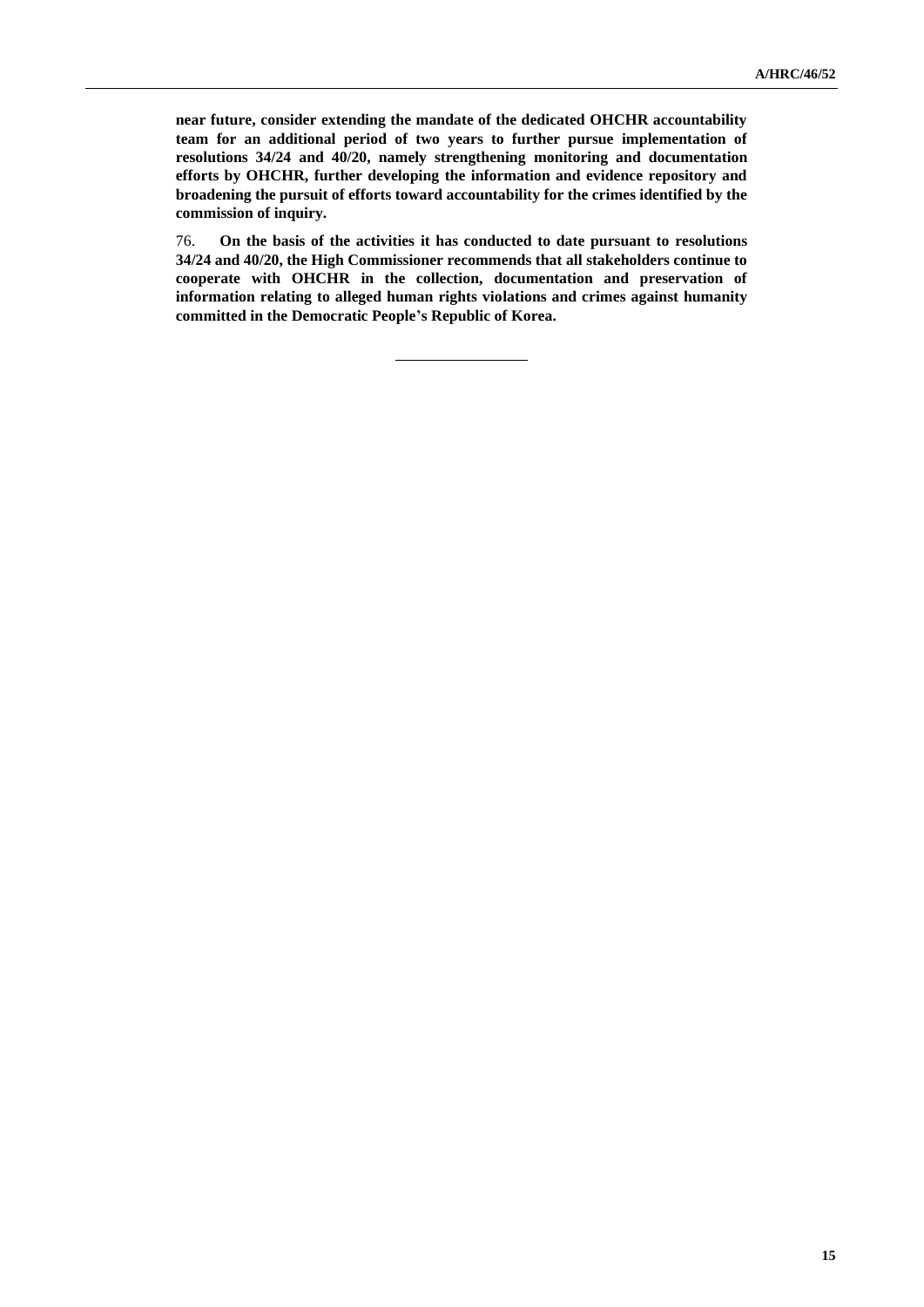**near future, consider extending the mandate of the dedicated OHCHR accountability team for an additional period of two years to further pursue implementation of resolutions 34/24 and 40/20, namely strengthening monitoring and documentation efforts by OHCHR, further developing the information and evidence repository and broadening the pursuit of efforts toward accountability for the crimes identified by the commission of inquiry.**

76. **On the basis of the activities it has conducted to date pursuant to resolutions 34/24 and 40/20, the High Commissioner recommends that all stakeholders continue to cooperate with OHCHR in the collection, documentation and preservation of information relating to alleged human rights violations and crimes against humanity committed in the Democratic People's Republic of Korea.**